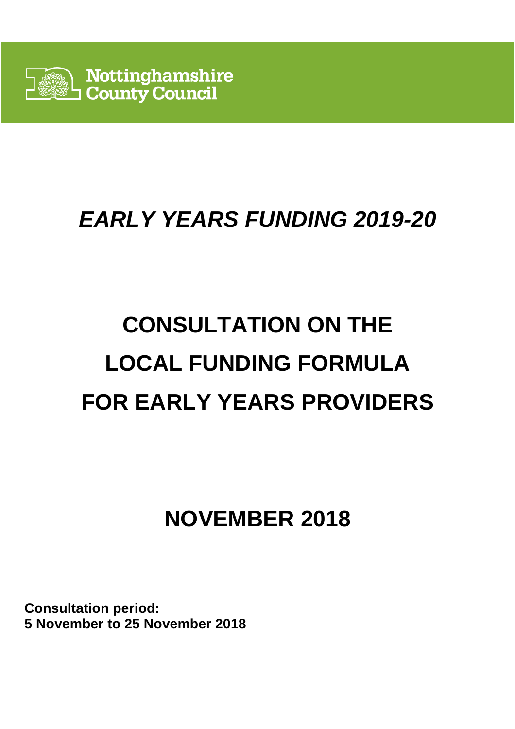Nottinghamshire County Council

# *EARLY YEARS FUNDING 2019-20*

# CONSULTATION ON THE LOCAL FUNDING FORMULA FOR EARLY YEARS PROVIDERS

## NOVEMBER 2018

**Consultation period:**
**5 November to 25 November 2018**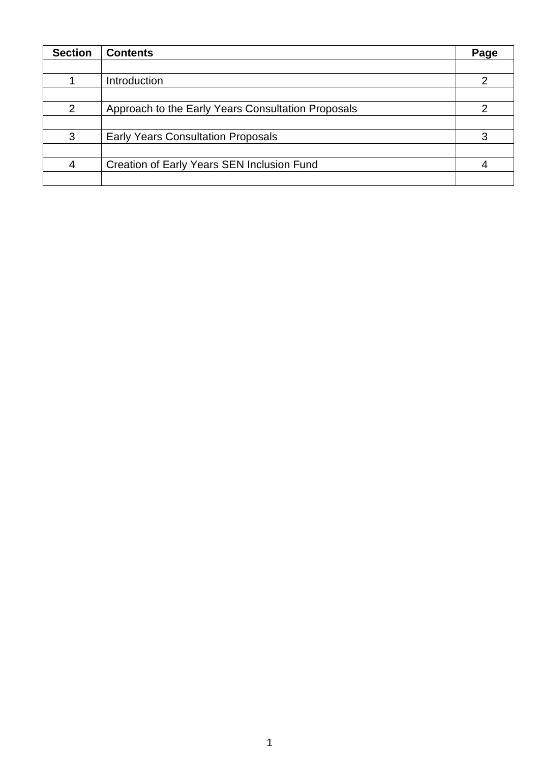| Section | Contents | Page |
|---|---|---|
| | | |
| 1 | Introduction | 2 |
| | | |
| 2 | Approach to the Early Years Consultation Proposals | 2 |
| | | |
| 3 | Early Years Consultation Proposals | 3 |
| | | |
| 4 | Creation of Early Years SEN Inclusion Fund | 4 |
| | | |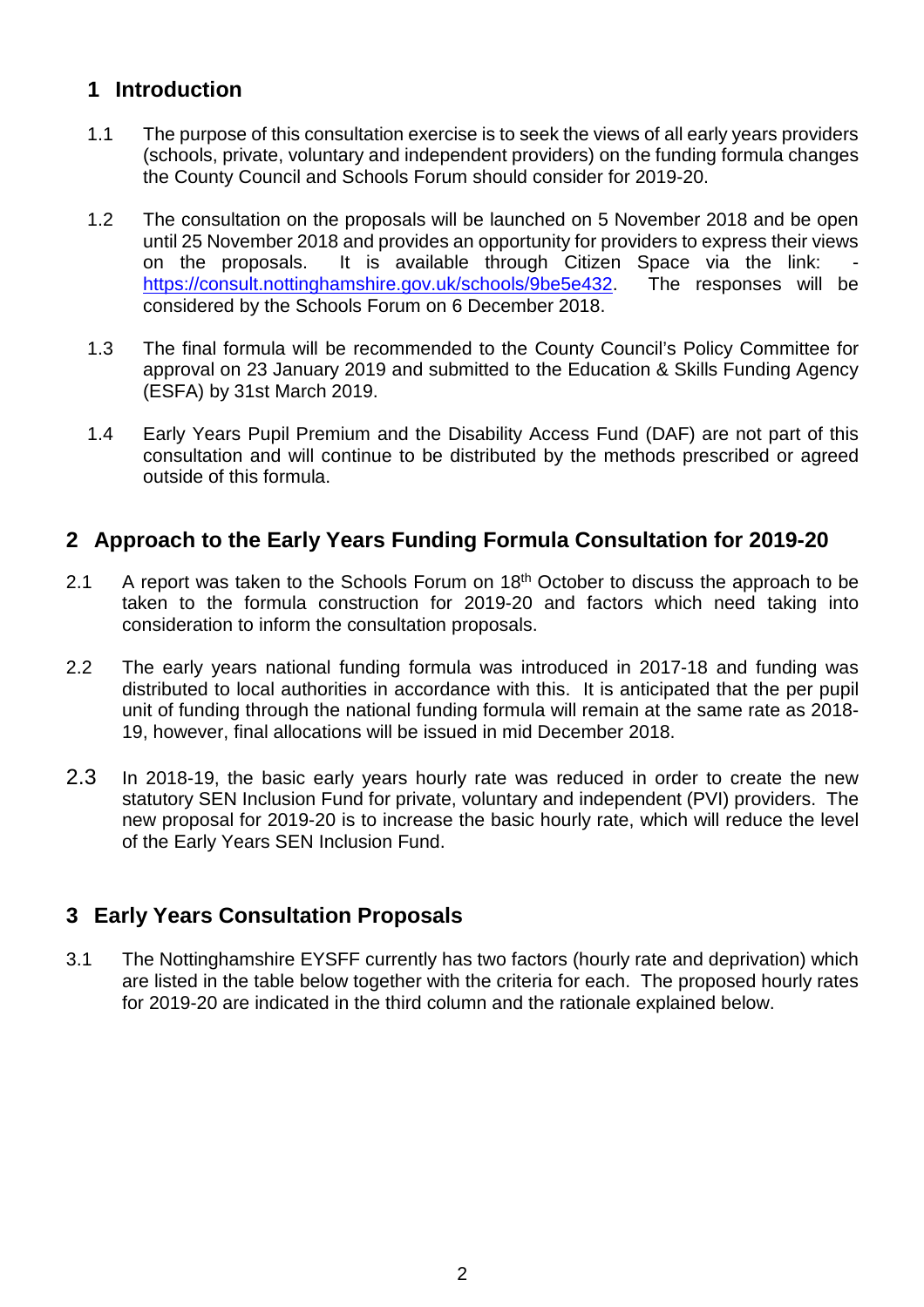## 1 Introduction

1.1 The purpose of this consultation exercise is to seek the views of all early years providers (schools, private, voluntary and independent providers) on the funding formula changes the County Council and Schools Forum should consider for 2019-20.

1.2 The consultation on the proposals will be launched on 5 November 2018 and be open until 25 November 2018 and provides an opportunity for providers to express their views on the proposals. It is available through Citizen Space via the link: - https://consult.nottinghamshire.gov.uk/schools/9be5e432. The responses will be considered by the Schools Forum on 6 December 2018.

1.3 The final formula will be recommended to the County Council's Policy Committee for approval on 23 January 2019 and submitted to the Education & Skills Funding Agency (ESFA) by 31st March 2019.

1.4 Early Years Pupil Premium and the Disability Access Fund (DAF) are not part of this consultation and will continue to be distributed by the methods prescribed or agreed outside of this formula.

## 2 Approach to the Early Years Funding Formula Consultation for 2019-20

2.1 A report was taken to the Schools Forum on 18th October to discuss the approach to be taken to the formula construction for 2019-20 and factors which need taking into consideration to inform the consultation proposals.

2.2 The early years national funding formula was introduced in 2017-18 and funding was distributed to local authorities in accordance with this. It is anticipated that the per pupil unit of funding through the national funding formula will remain at the same rate as 2018-19, however, final allocations will be issued in mid December 2018.

2.3 In 2018-19, the basic early years hourly rate was reduced in order to create the new statutory SEN Inclusion Fund for private, voluntary and independent (PVI) providers. The new proposal for 2019-20 is to increase the basic hourly rate, which will reduce the level of the Early Years SEN Inclusion Fund.

## 3 Early Years Consultation Proposals

3.1 The Nottinghamshire EYSFF currently has two factors (hourly rate and deprivation) which are listed in the table below together with the criteria for each. The proposed hourly rates for 2019-20 are indicated in the third column and the rationale explained below.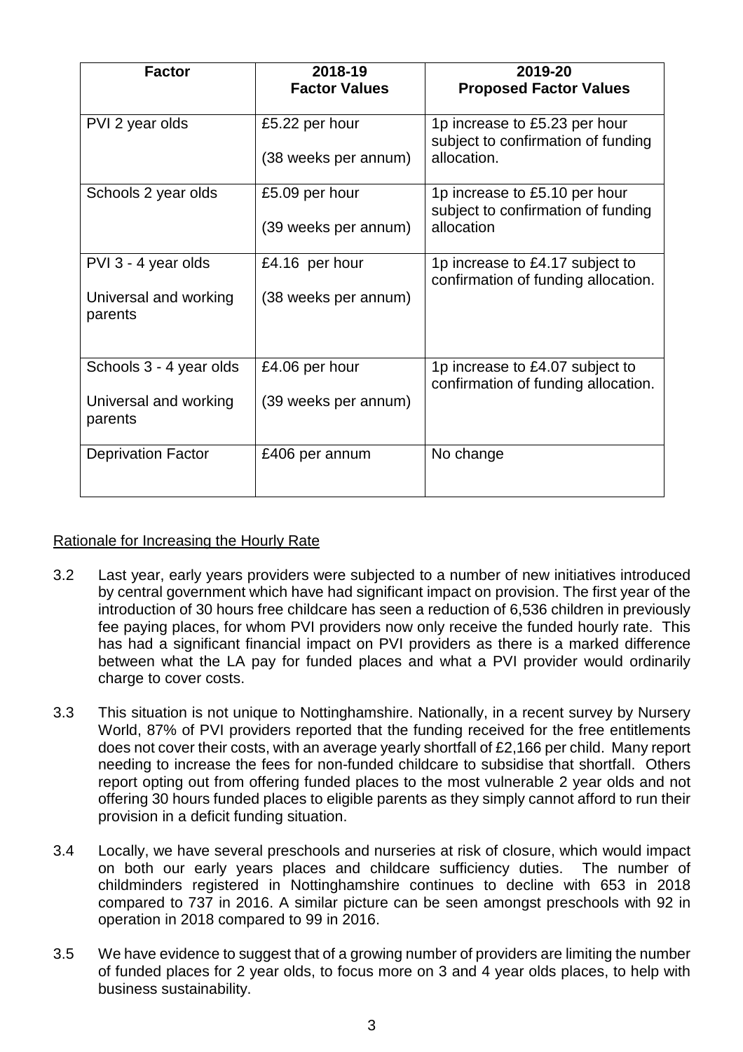| Factor | 2018-19 Factor Values | 2019-20 Proposed Factor Values |
| --- | --- | --- |
| PVI 2 year olds | £5.22 per hour<br><br>(38 weeks per annum) | 1p increase to £5.23 per hour subject to confirmation of funding allocation. |
| Schools 2 year olds | £5.09 per hour<br><br>(39 weeks per annum) | 1p increase to £5.10 per hour subject to confirmation of funding allocation |
| PVI 3 - 4 year olds<br><br>Universal and working parents | £4.16 per hour<br><br>(38 weeks per annum) | 1p increase to £4.17 subject to confirmation of funding allocation. |
| Schools 3 - 4 year olds<br><br>Universal and working parents | £4.06 per hour<br><br>(39 weeks per annum) | 1p increase to £4.07 subject to confirmation of funding allocation. |
| Deprivation Factor | £406 per annum | No change |

Rationale for Increasing the Hourly Rate

3.2 Last year, early years providers were subjected to a number of new initiatives introduced by central government which have had significant impact on provision. The first year of the introduction of 30 hours free childcare has seen a reduction of 6,536 children in previously fee paying places, for whom PVI providers now only receive the funded hourly rate. This has had a significant financial impact on PVI providers as there is a marked difference between what the LA pay for funded places and what a PVI provider would ordinarily charge to cover costs.

3.3 This situation is not unique to Nottinghamshire. Nationally, in a recent survey by Nursery World, 87% of PVI providers reported that the funding received for the free entitlements does not cover their costs, with an average yearly shortfall of £2,166 per child. Many report needing to increase the fees for non-funded childcare to subsidise that shortfall. Others report opting out from offering funded places to the most vulnerable 2 year olds and not offering 30 hours funded places to eligible parents as they simply cannot afford to run their provision in a deficit funding situation.

3.4 Locally, we have several preschools and nurseries at risk of closure, which would impact on both our early years places and childcare sufficiency duties. The number of childminders registered in Nottinghamshire continues to decline with 653 in 2018 compared to 737 in 2016. A similar picture can be seen amongst preschools with 92 in operation in 2018 compared to 99 in 2016.

3.5 We have evidence to suggest that of a growing number of providers are limiting the number of funded places for 2 year olds, to focus more on 3 and 4 year olds places, to help with business sustainability.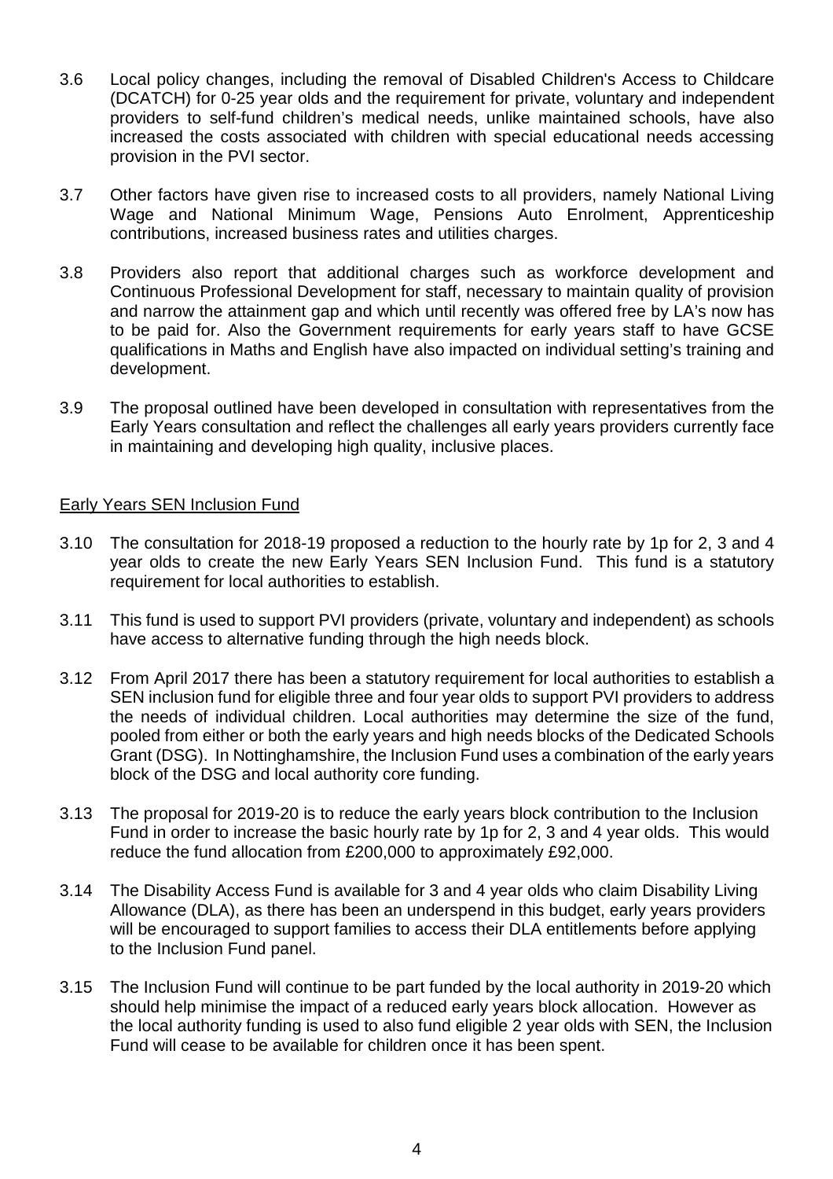3.6 Local policy changes, including the removal of Disabled Children's Access to Childcare (DCATCH) for 0-25 year olds and the requirement for private, voluntary and independent providers to self-fund children's medical needs, unlike maintained schools, have also increased the costs associated with children with special educational needs accessing provision in the PVI sector.

3.7 Other factors have given rise to increased costs to all providers, namely National Living Wage and National Minimum Wage, Pensions Auto Enrolment, Apprenticeship contributions, increased business rates and utilities charges.

3.8 Providers also report that additional charges such as workforce development and Continuous Professional Development for staff, necessary to maintain quality of provision and narrow the attainment gap and which until recently was offered free by LA's now has to be paid for. Also the Government requirements for early years staff to have GCSE qualifications in Maths and English have also impacted on individual setting's training and development.

3.9 The proposal outlined have been developed in consultation with representatives from the Early Years consultation and reflect the challenges all early years providers currently face in maintaining and developing high quality, inclusive places.

## Early Years SEN Inclusion Fund

3.10 The consultation for 2018-19 proposed a reduction to the hourly rate by 1p for 2, 3 and 4 year olds to create the new Early Years SEN Inclusion Fund. This fund is a statutory requirement for local authorities to establish.

3.11 This fund is used to support PVI providers (private, voluntary and independent) as schools have access to alternative funding through the high needs block.

3.12 From April 2017 there has been a statutory requirement for local authorities to establish a SEN inclusion fund for eligible three and four year olds to support PVI providers to address the needs of individual children. Local authorities may determine the size of the fund, pooled from either or both the early years and high needs blocks of the Dedicated Schools Grant (DSG). In Nottinghamshire, the Inclusion Fund uses a combination of the early years block of the DSG and local authority core funding.

3.13 The proposal for 2019-20 is to reduce the early years block contribution to the Inclusion Fund in order to increase the basic hourly rate by 1p for 2, 3 and 4 year olds. This would reduce the fund allocation from £200,000 to approximately £92,000.

3.14 The Disability Access Fund is available for 3 and 4 year olds who claim Disability Living Allowance (DLA), as there has been an underspend in this budget, early years providers will be encouraged to support families to access their DLA entitlements before applying to the Inclusion Fund panel.

3.15 The Inclusion Fund will continue to be part funded by the local authority in 2019-20 which should help minimise the impact of a reduced early years block allocation. However as the local authority funding is used to also fund eligible 2 year olds with SEN, the Inclusion Fund will cease to be available for children once it has been spent.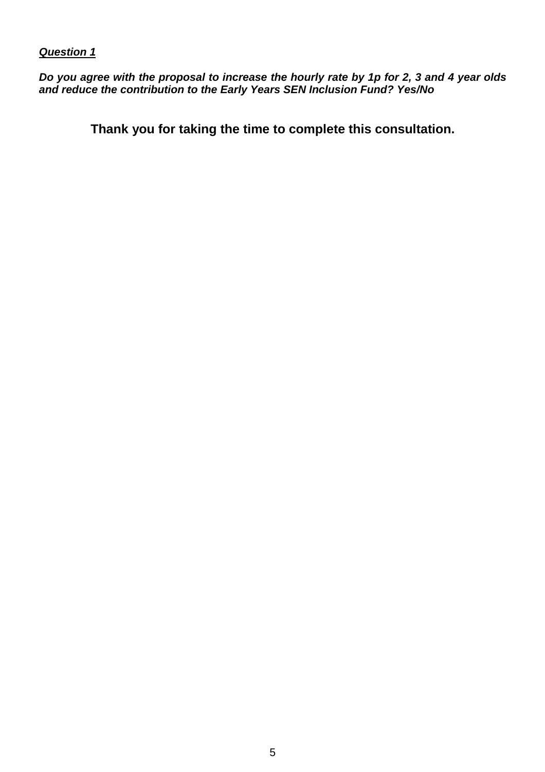***<u>Question 1</u>***

***Do you agree with the proposal to increase the hourly rate by 1p for 2, 3 and 4 year olds and reduce the contribution to the Early Years SEN Inclusion Fund? Yes/No***

**Thank you for taking the time to complete this consultation.**